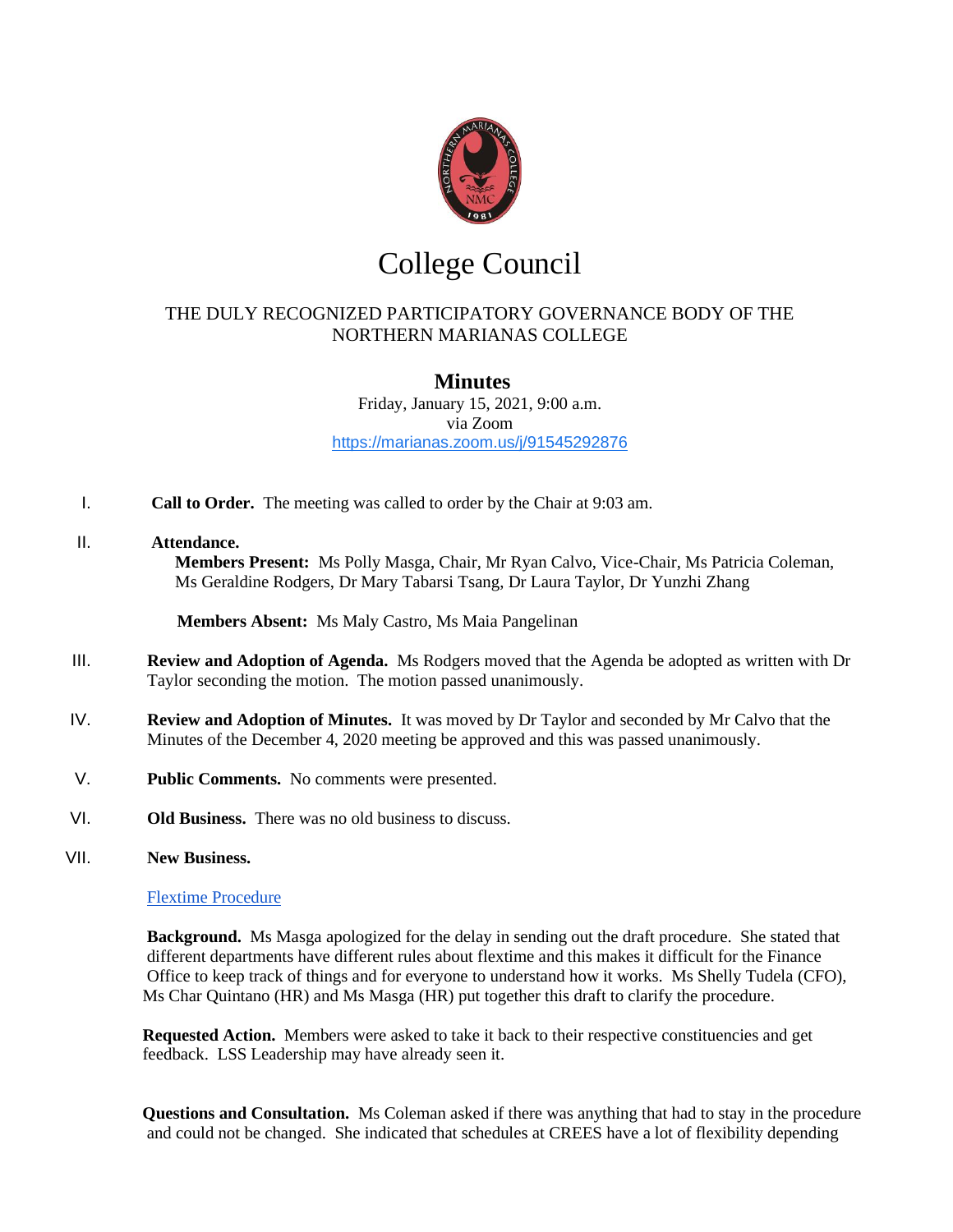# College Council

THE DULY RECOGNIZED PARTICIPATORY GOVERNANCE BODY OF THE NORTHERN MARIANAS COLLEGE

## Minutes

Friday, January 15, 2021, 9:00 a.m.
via Zoom
https://marianas.zoom.us/j/91545292876

I. **Call to Order.** The meeting was called to order by the Chair at 9:03 am.

II. **Attendance.**
**Members Present:** Ms Polly Masga, Chair, Mr Ryan Calvo, Vice-Chair, Ms Patricia Coleman, Ms Geraldine Rodgers, Dr Mary Tabarsi Tsang, Dr Laura Taylor, Dr Yunzhi Zhang

**Members Absent:** Ms Maly Castro, Ms Maia Pangelinan

III. **Review and Adoption of Agenda.** Ms Rodgers moved that the Agenda be adopted as written with Dr Taylor seconding the motion. The motion passed unanimously.

IV. **Review and Adoption of Minutes.** It was moved by Dr Taylor and seconded by Mr Calvo that the Minutes of the December 4, 2020 meeting be approved and this was passed unanimously.

V. **Public Comments.** No comments were presented.

VI. **Old Business.** There was no old business to discuss.

VII. **New Business.**

Flextime Procedure

**Background.** Ms Masga apologized for the delay in sending out the draft procedure. She stated that different departments have different rules about flextime and this makes it difficult for the Finance Office to keep track of things and for everyone to understand how it works. Ms Shelly Tudela (CFO), Ms Char Quintano (HR) and Ms Masga (HR) put together this draft to clarify the procedure.

**Requested Action.** Members were asked to take it back to their respective constituencies and get feedback. LSS Leadership may have already seen it.

**Questions and Consultation.** Ms Coleman asked if there was anything that had to stay in the procedure and could not be changed. She indicated that schedules at CREES have a lot of flexibility depending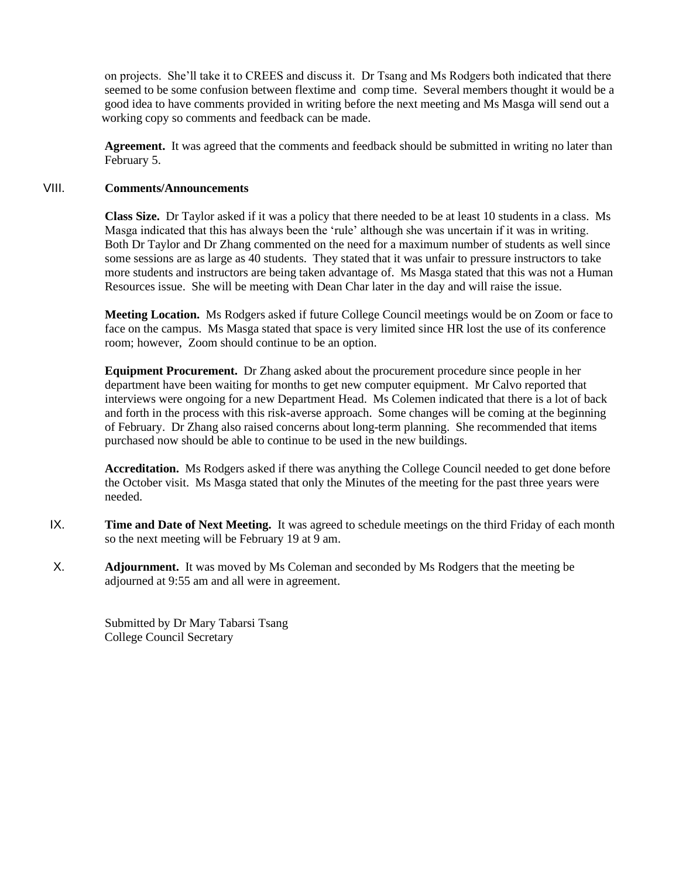on projects. She'll take it to CREES and discuss it. Dr Tsang and Ms Rodgers both indicated that there seemed to be some confusion between flextime and comp time. Several members thought it would be a good idea to have comments provided in writing before the next meeting and Ms Masga will send out a working copy so comments and feedback can be made.

**Agreement.** It was agreed that the comments and feedback should be submitted in writing no later than February 5.

VIII. **Comments/Announcements**

**Class Size.** Dr Taylor asked if it was a policy that there needed to be at least 10 students in a class. Ms Masga indicated that this has always been the 'rule' although she was uncertain if it was in writing. Both Dr Taylor and Dr Zhang commented on the need for a maximum number of students as well since some sessions are as large as 40 students. They stated that it was unfair to pressure instructors to take more students and instructors are being taken advantage of. Ms Masga stated that this was not a Human Resources issue. She will be meeting with Dean Char later in the day and will raise the issue.

**Meeting Location.** Ms Rodgers asked if future College Council meetings would be on Zoom or face to face on the campus. Ms Masga stated that space is very limited since HR lost the use of its conference room; however, Zoom should continue to be an option.

**Equipment Procurement.** Dr Zhang asked about the procurement procedure since people in her department have been waiting for months to get new computer equipment. Mr Calvo reported that interviews were ongoing for a new Department Head. Ms Colemen indicated that there is a lot of back and forth in the process with this risk-averse approach. Some changes will be coming at the beginning of February. Dr Zhang also raised concerns about long-term planning. She recommended that items purchased now should be able to continue to be used in the new buildings.

**Accreditation.** Ms Rodgers asked if there was anything the College Council needed to get done before the October visit. Ms Masga stated that only the Minutes of the meeting for the past three years were needed.

IX. **Time and Date of Next Meeting.** It was agreed to schedule meetings on the third Friday of each month so the next meeting will be February 19 at 9 am.

X. **Adjournment.** It was moved by Ms Coleman and seconded by Ms Rodgers that the meeting be adjourned at 9:55 am and all were in agreement.

Submitted by Dr Mary Tabarsi Tsang
College Council Secretary